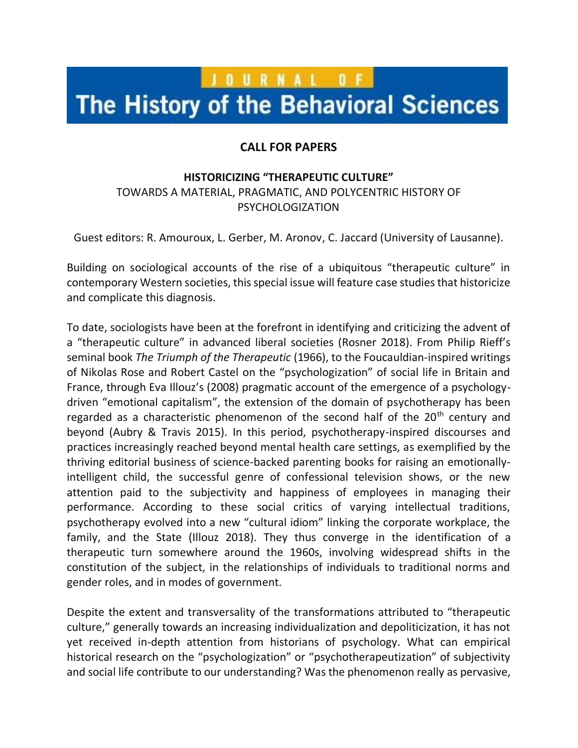# JOURNAL OF The History of the Behavioral Sciences

## CALL FOR PAPERS

### HISTORICIZING "THERAPEUTIC CULTURE"

TOWARDS A MATERIAL, PRAGMATIC, AND POLYCENTRIC HISTORY OF PSYCHOLOGIZATION

Guest editors: R. Amouroux, L. Gerber, M. Aronov, C. Jaccard (University of Lausanne).

Building on sociological accounts of the rise of a ubiquitous "therapeutic culture" in contemporary Western societies, this special issue will feature case studies that historicize and complicate this diagnosis.

To date, sociologists have been at the forefront in identifying and criticizing the advent of a "therapeutic culture" in advanced liberal societies (Rosner 2018). From Philip Rieff's seminal book *The Triumph of the Therapeutic* (1966), to the Foucauldian-inspired writings of Nikolas Rose and Robert Castel on the "psychologization" of social life in Britain and France, through Eva Illouz's (2008) pragmatic account of the emergence of a psychology-driven "emotional capitalism", the extension of the domain of psychotherapy has been regarded as a characteristic phenomenon of the second half of the 20th century and beyond (Aubry & Travis 2015). In this period, psychotherapy-inspired discourses and practices increasingly reached beyond mental health care settings, as exemplified by the thriving editorial business of science-backed parenting books for raising an emotionally-intelligent child, the successful genre of confessional television shows, or the new attention paid to the subjectivity and happiness of employees in managing their performance. According to these social critics of varying intellectual traditions, psychotherapy evolved into a new "cultural idiom" linking the corporate workplace, the family, and the State (Illouz 2018). They thus converge in the identification of a therapeutic turn somewhere around the 1960s, involving widespread shifts in the constitution of the subject, in the relationships of individuals to traditional norms and gender roles, and in modes of government.

Despite the extent and transversality of the transformations attributed to "therapeutic culture," generally towards an increasing individualization and depoliticization, it has not yet received in-depth attention from historians of psychology. What can empirical historical research on the "psychologization" or "psychotherapeutization" of subjectivity and social life contribute to our understanding? Was the phenomenon really as pervasive,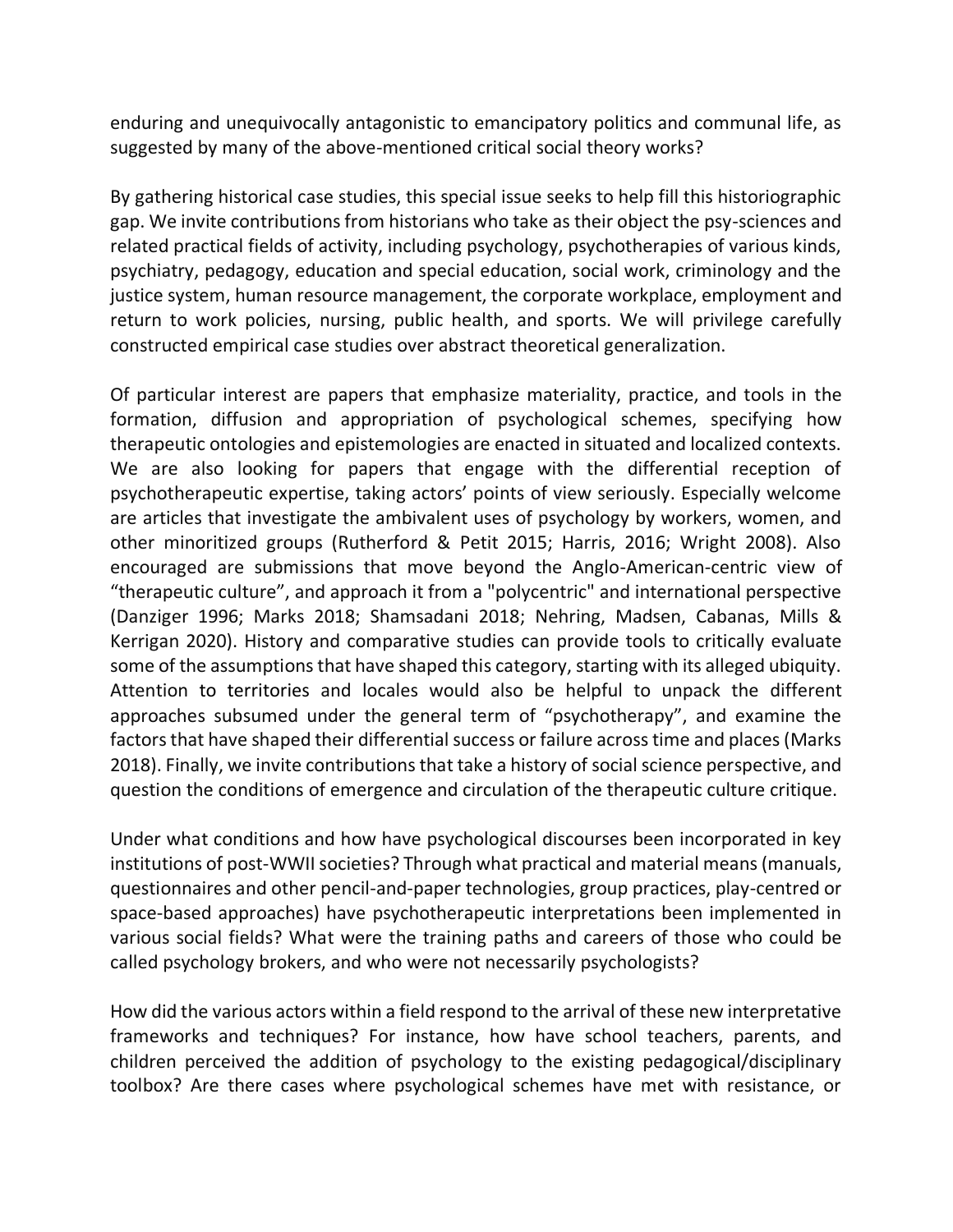enduring and unequivocally antagonistic to emancipatory politics and communal life, as suggested by many of the above-mentioned critical social theory works?

By gathering historical case studies, this special issue seeks to help fill this historiographic gap. We invite contributions from historians who take as their object the psy-sciences and related practical fields of activity, including psychology, psychotherapies of various kinds, psychiatry, pedagogy, education and special education, social work, criminology and the justice system, human resource management, the corporate workplace, employment and return to work policies, nursing, public health, and sports. We will privilege carefully constructed empirical case studies over abstract theoretical generalization.

Of particular interest are papers that emphasize materiality, practice, and tools in the formation, diffusion and appropriation of psychological schemes, specifying how therapeutic ontologies and epistemologies are enacted in situated and localized contexts. We are also looking for papers that engage with the differential reception of psychotherapeutic expertise, taking actors' points of view seriously. Especially welcome are articles that investigate the ambivalent uses of psychology by workers, women, and other minoritized groups (Rutherford & Petit 2015; Harris, 2016; Wright 2008). Also encouraged are submissions that move beyond the Anglo-American-centric view of "therapeutic culture", and approach it from a "polycentric" and international perspective (Danziger 1996; Marks 2018; Shamsadani 2018; Nehring, Madsen, Cabanas, Mills & Kerrigan 2020). History and comparative studies can provide tools to critically evaluate some of the assumptions that have shaped this category, starting with its alleged ubiquity. Attention to territories and locales would also be helpful to unpack the different approaches subsumed under the general term of "psychotherapy", and examine the factors that have shaped their differential success or failure across time and places (Marks 2018). Finally, we invite contributions that take a history of social science perspective, and question the conditions of emergence and circulation of the therapeutic culture critique.

Under what conditions and how have psychological discourses been incorporated in key institutions of post-WWII societies? Through what practical and material means (manuals, questionnaires and other pencil-and-paper technologies, group practices, play-centred or space-based approaches) have psychotherapeutic interpretations been implemented in various social fields? What were the training paths and careers of those who could be called psychology brokers, and who were not necessarily psychologists?

How did the various actors within a field respond to the arrival of these new interpretative frameworks and techniques? For instance, how have school teachers, parents, and children perceived the addition of psychology to the existing pedagogical/disciplinary toolbox? Are there cases where psychological schemes have met with resistance, or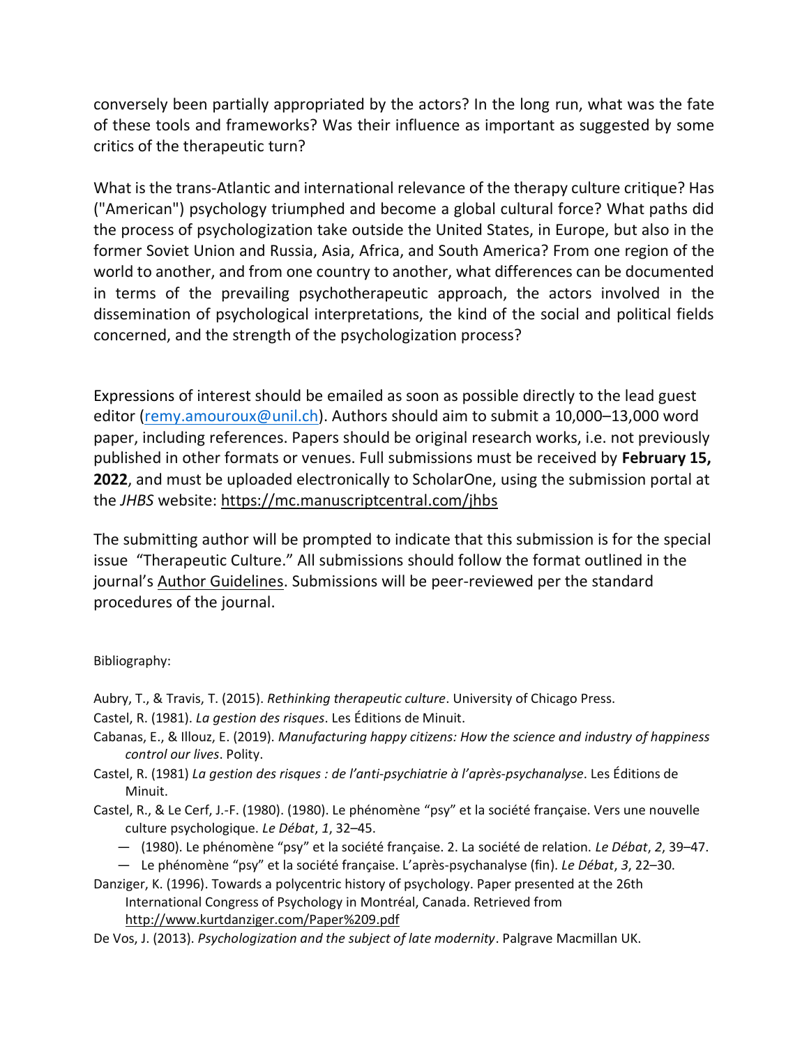conversely been partially appropriated by the actors? In the long run, what was the fate of these tools and frameworks? Was their influence as important as suggested by some critics of the therapeutic turn?

What is the trans-Atlantic and international relevance of the therapy culture critique? Has ("American") psychology triumphed and become a global cultural force? What paths did the process of psychologization take outside the United States, in Europe, but also in the former Soviet Union and Russia, Asia, Africa, and South America? From one region of the world to another, and from one country to another, what differences can be documented in terms of the prevailing psychotherapeutic approach, the actors involved in the dissemination of psychological interpretations, the kind of the social and political fields concerned, and the strength of the psychologization process?

Expressions of interest should be emailed as soon as possible directly to the lead guest editor (remy.amouroux@unil.ch). Authors should aim to submit a 10,000–13,000 word paper, including references. Papers should be original research works, i.e. not previously published in other formats or venues. Full submissions must be received by **February 15, 2022**, and must be uploaded electronically to ScholarOne, using the submission portal at the *JHBS* website: https://mc.manuscriptcentral.com/jhbs

The submitting author will be prompted to indicate that this submission is for the special issue "Therapeutic Culture." All submissions should follow the format outlined in the journal's Author Guidelines. Submissions will be peer-reviewed per the standard procedures of the journal.

Bibliography:

Aubry, T., & Travis, T. (2015). *Rethinking therapeutic culture*. University of Chicago Press.

Castel, R. (1981). *La gestion des risques*. Les Éditions de Minuit.

Cabanas, E., & Illouz, E. (2019). *Manufacturing happy citizens: How the science and industry of happiness control our lives*. Polity.

Castel, R. (1981) *La gestion des risques : de l'anti-psychiatrie à l'après-psychanalyse*. Les Éditions de Minuit.

Castel, R., & Le Cerf, J.-F. (1980). (1980). Le phénomène "psy" et la société française. Vers une nouvelle culture psychologique. *Le Débat*, *1*, 32–45.

— (1980). Le phénomène "psy" et la société française. 2. La société de relation. *Le Débat*, *2*, 39–47.

— Le phénomène "psy" et la société française. L'après-psychanalyse (fin). *Le Débat*, *3*, 22–30.

Danziger, K. (1996). Towards a polycentric history of psychology. Paper presented at the 26th International Congress of Psychology in Montréal, Canada. Retrieved from http://www.kurtdanziger.com/Paper%209.pdf

De Vos, J. (2013). *Psychologization and the subject of late modernity*. Palgrave Macmillan UK.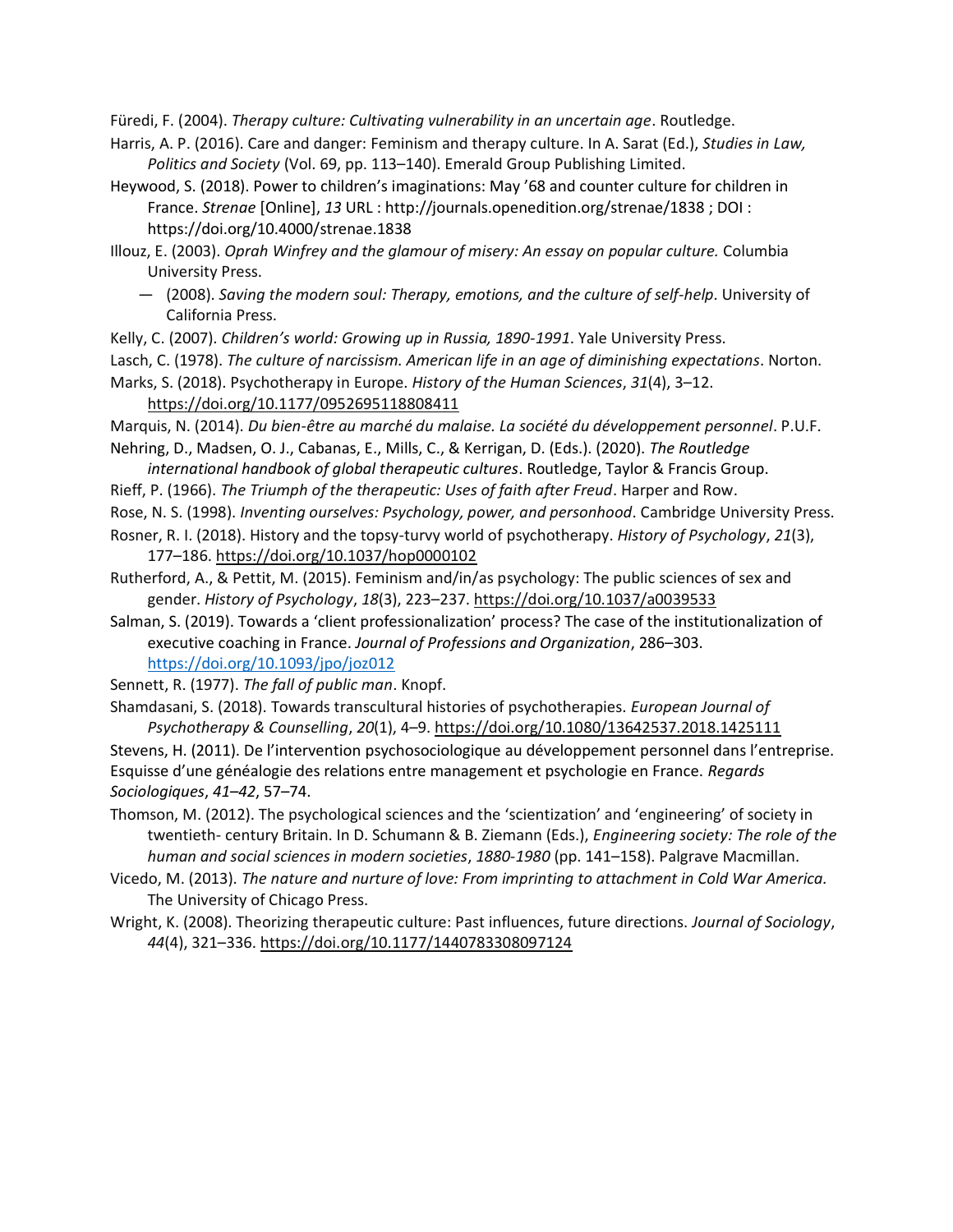Füredi, F. (2004). *Therapy culture: Cultivating vulnerability in an uncertain age*. Routledge.

Harris, A. P. (2016). Care and danger: Feminism and therapy culture. In A. Sarat (Ed.), *Studies in Law, Politics and Society* (Vol. 69, pp. 113–140). Emerald Group Publishing Limited.

Heywood, S. (2018). Power to children's imaginations: May '68 and counter culture for children in France. *Strenae* [Online], *13* URL : http://journals.openedition.org/strenae/1838 ; DOI : https://doi.org/10.4000/strenae.1838

Illouz, E. (2003). *Oprah Winfrey and the glamour of misery: An essay on popular culture.* Columbia University Press.

— (2008). *Saving the modern soul: Therapy, emotions, and the culture of self-help*. University of California Press.

Kelly, C. (2007). *Children's world: Growing up in Russia, 1890-1991*. Yale University Press.

Lasch, C. (1978). *The culture of narcissism. American life in an age of diminishing expectations*. Norton.

Marks, S. (2018). Psychotherapy in Europe. *History of the Human Sciences*, *31*(4), 3–12. https://doi.org/10.1177/0952695118808411

Marquis, N. (2014). *Du bien-être au marché du malaise. La société du développement personnel*. P.U.F.

Nehring, D., Madsen, O. J., Cabanas, E., Mills, C., & Kerrigan, D. (Eds.). (2020). *The Routledge international handbook of global therapeutic cultures*. Routledge, Taylor & Francis Group.

Rieff, P. (1966). *The Triumph of the therapeutic: Uses of faith after Freud*. Harper and Row.

Rose, N. S. (1998). *Inventing ourselves: Psychology, power, and personhood*. Cambridge University Press.

Rosner, R. I. (2018). History and the topsy-turvy world of psychotherapy. *History of Psychology*, *21*(3), 177–186. https://doi.org/10.1037/hop0000102

Rutherford, A., & Pettit, M. (2015). Feminism and/in/as psychology: The public sciences of sex and gender. *History of Psychology*, *18*(3), 223–237. https://doi.org/10.1037/a0039533

Salman, S. (2019). Towards a 'client professionalization' process? The case of the institutionalization of executive coaching in France. *Journal of Professions and Organization*, 286–303. https://doi.org/10.1093/jpo/joz012

Sennett, R. (1977). *The fall of public man*. Knopf.

Shamdasani, S. (2018). Towards transcultural histories of psychotherapies. *European Journal of Psychotherapy & Counselling*, *20*(1), 4–9. https://doi.org/10.1080/13642537.2018.1425111

Stevens, H. (2011). De l'intervention psychosociologique au développement personnel dans l'entreprise. Esquisse d'une généalogie des relations entre management et psychologie en France. *Regards Sociologiques*, *41–42*, 57–74.

Thomson, M. (2012). The psychological sciences and the 'scientization' and 'engineering' of society in twentieth- century Britain. In D. Schumann & B. Ziemann (Eds.), *Engineering society: The role of the human and social sciences in modern societies*, *1880-1980* (pp. 141–158). Palgrave Macmillan.

Vicedo, M. (2013). *The nature and nurture of love: From imprinting to attachment in Cold War America.* The University of Chicago Press.

Wright, K. (2008). Theorizing therapeutic culture: Past influences, future directions. *Journal of Sociology*, *44*(4), 321–336. https://doi.org/10.1177/1440783308097124